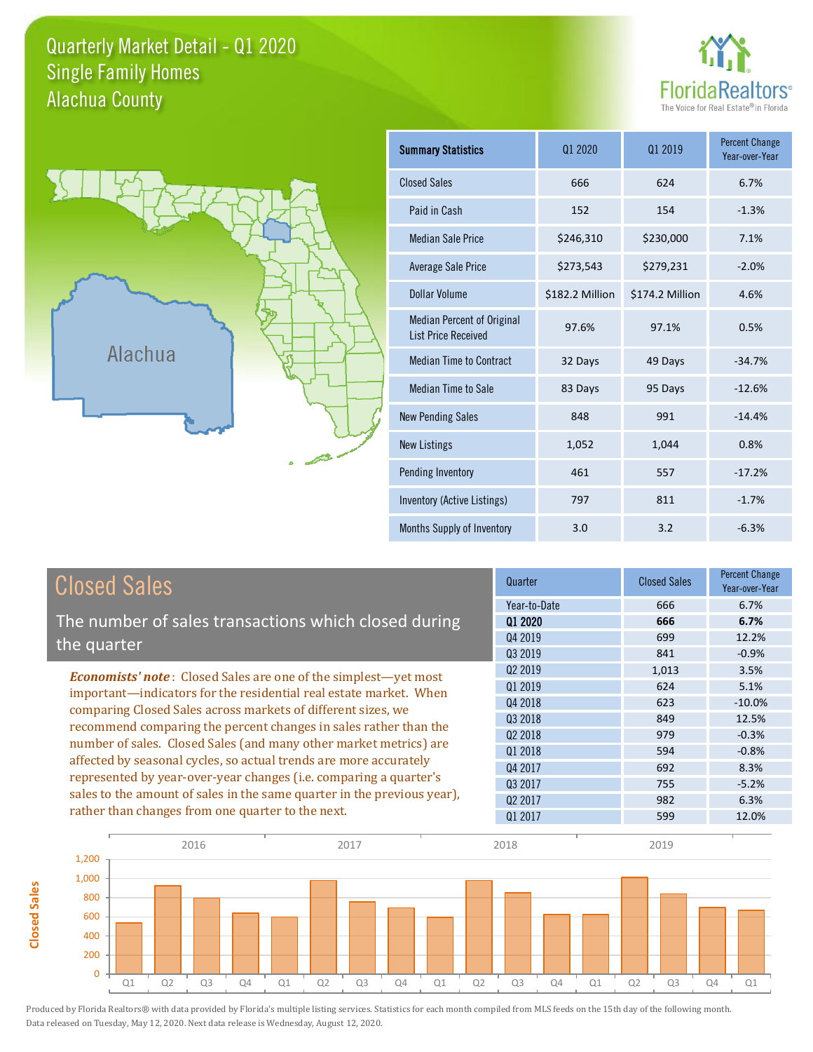# Quarterly Market Detail - Q1 2020
## Single Family Homes
## Alachua County

FloridaRealtors® The Voice for Real Estate® in Florida

Alachua

| Summary Statistics | Q1 2020 | Q1 2019 | Percent Change Year-over-Year |
|---|---|---|---|
| Closed Sales | 666 | 624 | 6.7% |
| Paid in Cash | 152 | 154 | -1.3% |
| Median Sale Price | $246,310 | $230,000 | 7.1% |
| Average Sale Price | $273,543 | $279,231 | -2.0% |
| Dollar Volume | $182.2 Million | $174.2 Million | 4.6% |
| Median Percent of Original List Price Received | 97.6% | 97.1% | 0.5% |
| Median Time to Contract | 32 Days | 49 Days | -34.7% |
| Median Time to Sale | 83 Days | 95 Days | -12.6% |
| New Pending Sales | 848 | 991 | -14.4% |
| New Listings | 1,052 | 1,044 | 0.8% |
| Pending Inventory | 461 | 557 | -17.2% |
| Inventory (Active Listings) | 797 | 811 | -1.7% |
| Months Supply of Inventory | 3.0 | 3.2 | -6.3% |

## Closed Sales

The number of sales transactions which closed during the quarter

***Economists' note***: Closed Sales are one of the simplest—yet most important—indicators for the residential real estate market. When comparing Closed Sales across markets of different sizes, we recommend comparing the percent changes in sales rather than the number of sales. Closed Sales (and many other market metrics) are affected by seasonal cycles, so actual trends are more accurately represented by year-over-year changes (i.e. comparing a quarter's sales to the amount of sales in the same quarter in the previous year), rather than changes from one quarter to the next.

| Quarter | Closed Sales | Percent Change Year-over-Year |
|---|---|---|
| Year-to-Date | 666 | 6.7% |
| **Q1 2020** | **666** | **6.7%** |
| Q4 2019 | 699 | 12.2% |
| Q3 2019 | 841 | -0.9% |
| Q2 2019 | 1,013 | 3.5% |
| Q1 2019 | 624 | 5.1% |
| Q4 2018 | 623 | -10.0% |
| Q3 2018 | 849 | 12.5% |
| Q2 2018 | 979 | -0.3% |
| Q1 2018 | 594 | -0.8% |
| Q4 2017 | 692 | 8.3% |
| Q3 2017 | 755 | -5.2% |
| Q2 2017 | 982 | 6.3% |
| Q1 2017 | 599 | 12.0% |

Produced by Florida Realtors® with data provided by Florida's multiple listing services. Statistics for each month compiled from MLS feeds on the 15th day of the following month. Data released on Tuesday, May 12, 2020. Next data release is Wednesday, August 12, 2020.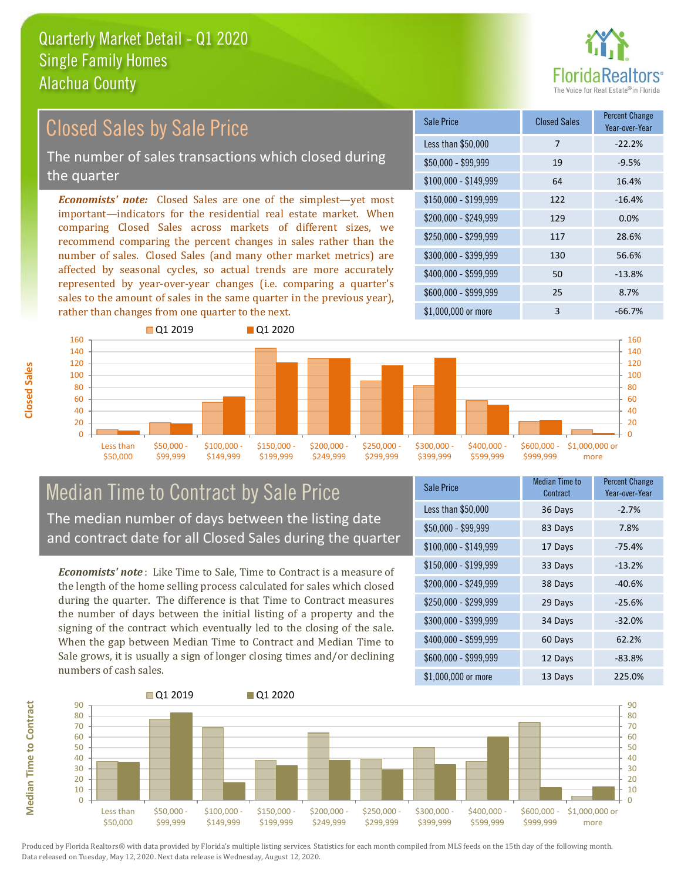# Quarterly Market Detail - Q1 2020
## Single Family Homes
## Alachua County

## Closed Sales by Sale Price

The number of sales transactions which closed during the quarter

***Economists' note:*** Closed Sales are one of the simplest—yet most important—indicators for the residential real estate market. When comparing Closed Sales across markets of different sizes, we recommend comparing the percent changes in sales rather than the number of sales. Closed Sales (and many other market metrics) are affected by seasonal cycles, so actual trends are more accurately represented by year-over-year changes (i.e. comparing a quarter's sales to the amount of sales in the same quarter in the previous year), rather than changes from one quarter to the next.

| Sale Price | Closed Sales | Percent Change Year-over-Year |
|---|---|---|
| Less than $50,000 | 7 | -22.2% |
| $50,000 - $99,999 | 19 | -9.5% |
| $100,000 - $149,999 | 64 | 16.4% |
| $150,000 - $199,999 | 122 | -16.4% |
| $200,000 - $249,999 | 129 | 0.0% |
| $250,000 - $299,999 | 117 | 28.6% |
| $300,000 - $399,999 | 130 | 56.6% |
| $400,000 - $599,999 | 50 | -13.8% |
| $600,000 - $999,999 | 25 | 8.7% |
| $1,000,000 or more | 3 | -66.7% |

## Median Time to Contract by Sale Price

The median number of days between the listing date and contract date for all Closed Sales during the quarter

***Economists' note*** : Like Time to Sale, Time to Contract is a measure of the length of the home selling process calculated for sales which closed during the quarter. The difference is that Time to Contract measures the number of days between the initial listing of a property and the signing of the contract which eventually led to the closing of the sale. When the gap between Median Time to Contract and Median Time to Sale grows, it is usually a sign of longer closing times and/or declining numbers of cash sales.

| Sale Price | Median Time to Contract | Percent Change Year-over-Year |
|---|---|---|
| Less than $50,000 | 36 Days | -2.7% |
| $50,000 - $99,999 | 83 Days | 7.8% |
| $100,000 - $149,999 | 17 Days | -75.4% |
| $150,000 - $199,999 | 33 Days | -13.2% |
| $200,000 - $249,999 | 38 Days | -40.6% |
| $250,000 - $299,999 | 29 Days | -25.6% |
| $300,000 - $399,999 | 34 Days | -32.0% |
| $400,000 - $599,999 | 60 Days | 62.2% |
| $600,000 - $999,999 | 12 Days | -83.8% |
| $1,000,000 or more | 13 Days | 225.0% |

Produced by Florida Realtors® with data provided by Florida's multiple listing services. Statistics for each month compiled from MLS feeds on the 15th day of the following month. Data released on Tuesday, May 12, 2020. Next data release is Wednesday, August 12, 2020.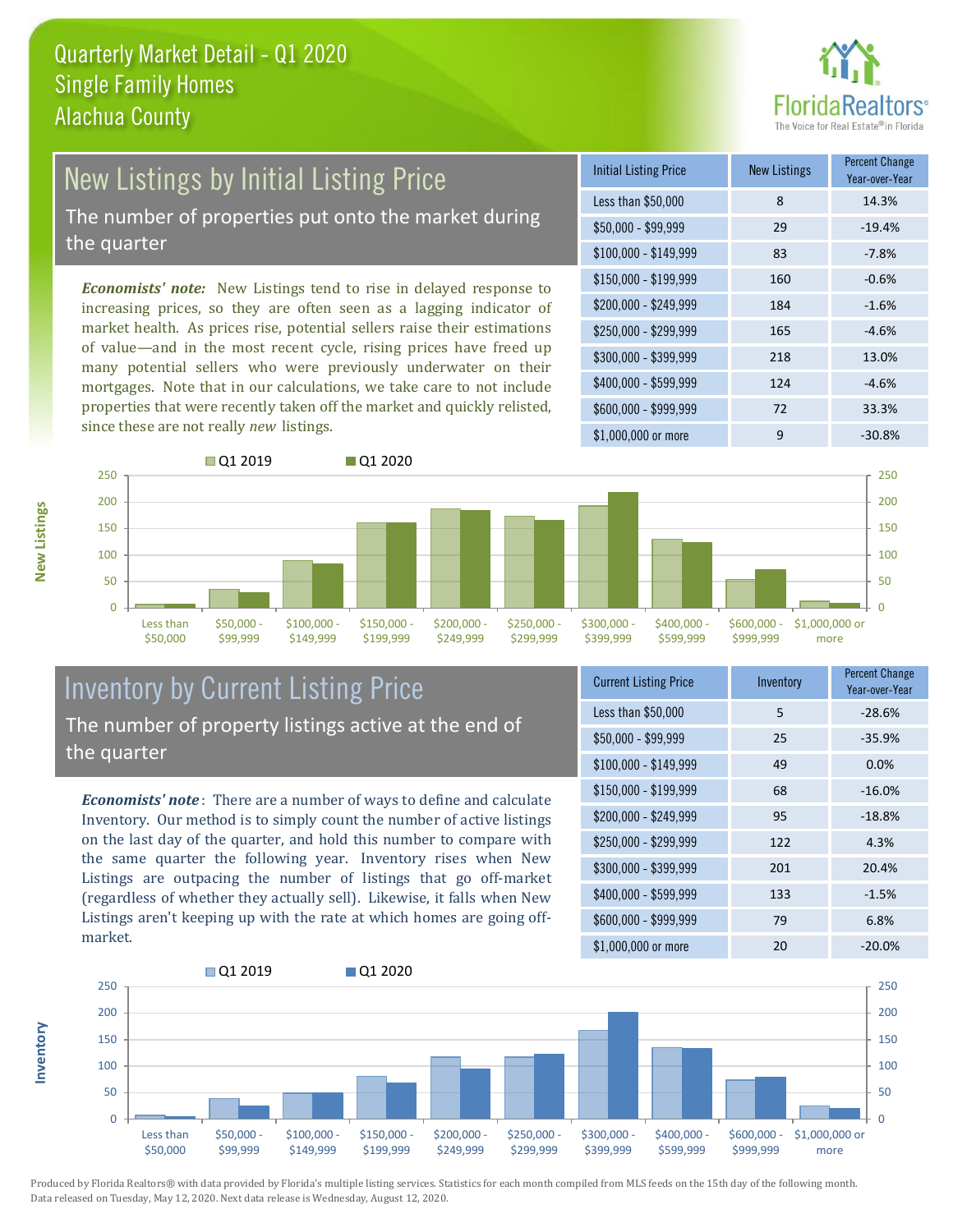# Quarterly Market Detail - Q1 2020
## Single Family Homes
## Alachua County

## New Listings by Initial Listing Price

The number of properties put onto the market during the quarter

*Economists' note:* New Listings tend to rise in delayed response to increasing prices, so they are often seen as a lagging indicator of market health. As prices rise, potential sellers raise their estimations of value—and in the most recent cycle, rising prices have freed up many potential sellers who were previously underwater on their mortgages. Note that in our calculations, we take care to not include properties that were recently taken off the market and quickly relisted, since these are not really *new* listings.

| Initial Listing Price | New Listings | Percent Change Year-over-Year |
|---|---|---|
| Less than $50,000 | 8 | 14.3% |
| $50,000 - $99,999 | 29 | -19.4% |
| $100,000 - $149,999 | 83 | -7.8% |
| $150,000 - $199,999 | 160 | -0.6% |
| $200,000 - $249,999 | 184 | -1.6% |
| $250,000 - $299,999 | 165 | -4.6% |
| $300,000 - $399,999 | 218 | 13.0% |
| $400,000 - $599,999 | 124 | -4.6% |
| $600,000 - $999,999 | 72 | 33.3% |
| $1,000,000 or more | 9 | -30.8% |

## Inventory by Current Listing Price

The number of property listings active at the end of the quarter

*Economists' note*: There are a number of ways to define and calculate Inventory. Our method is to simply count the number of active listings on the last day of the quarter, and hold this number to compare with the same quarter the following year. Inventory rises when New Listings are outpacing the number of listings that go off-market (regardless of whether they actually sell). Likewise, it falls when New Listings aren't keeping up with the rate at which homes are going off-market.

| Current Listing Price | Inventory | Percent Change Year-over-Year |
|---|---|---|
| Less than $50,000 | 5 | -28.6% |
| $50,000 - $99,999 | 25 | -35.9% |
| $100,000 - $149,999 | 49 | 0.0% |
| $150,000 - $199,999 | 68 | -16.0% |
| $200,000 - $249,999 | 95 | -18.8% |
| $250,000 - $299,999 | 122 | 4.3% |
| $300,000 - $399,999 | 201 | 20.4% |
| $400,000 - $599,999 | 133 | -1.5% |
| $600,000 - $999,999 | 79 | 6.8% |
| $1,000,000 or more | 20 | -20.0% |

Produced by Florida Realtors® with data provided by Florida's multiple listing services. Statistics for each month compiled from MLS feeds on the 15th day of the following month. Data released on Tuesday, May 12, 2020. Next data release is Wednesday, August 12, 2020.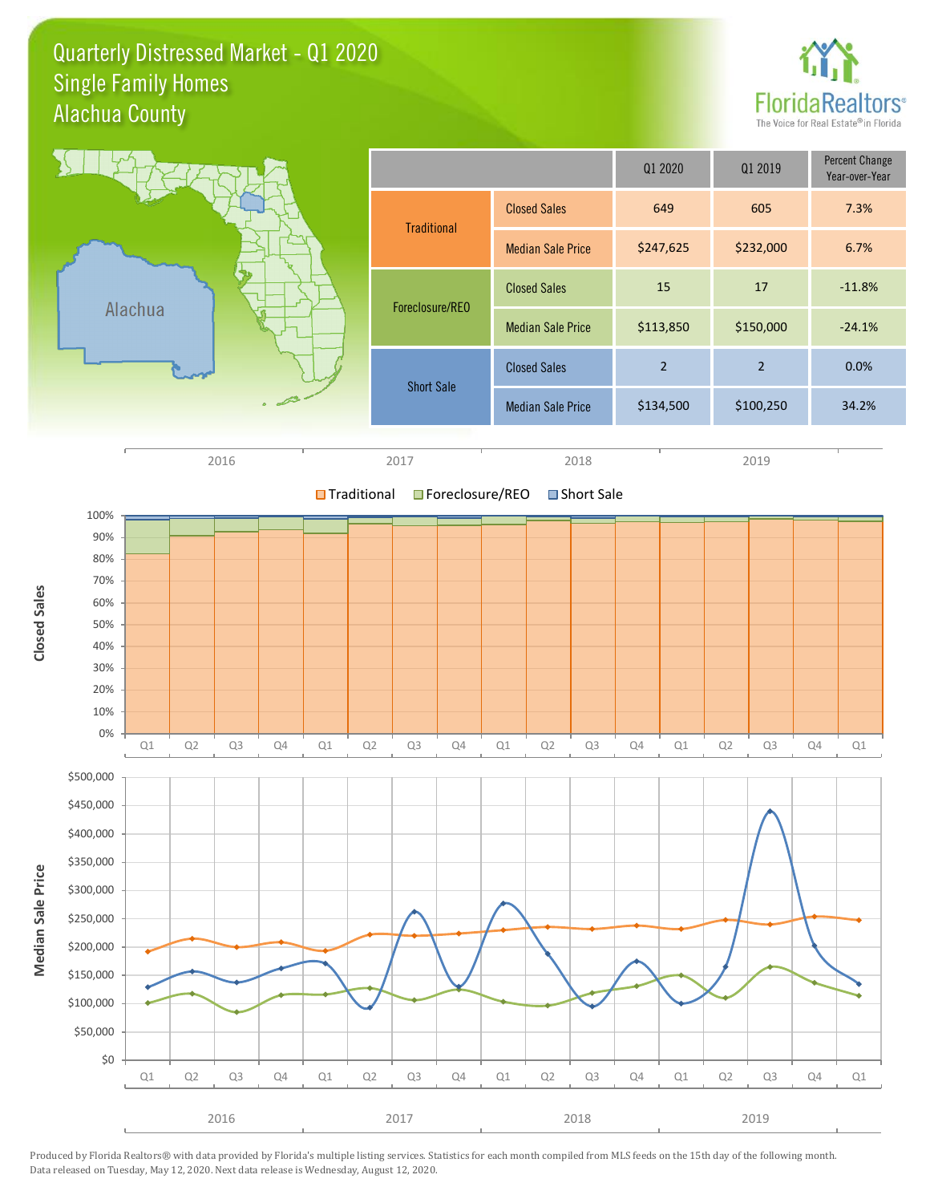# Quarterly Distressed Market - Q1 2020
## Single Family Homes
## Alachua County

| | | Q1 2020 | Q1 2019 | Percent Change Year-over-Year |
|---|---|---|---|---|
| Traditional | Closed Sales | 649 | 605 | 7.3% |
| | Median Sale Price | $247,625 | $232,000 | 6.7% |
| Foreclosure/REO | Closed Sales | 15 | 17 | -11.8% |
| | Median Sale Price | $113,850 | $150,000 | -24.1% |
| Short Sale | Closed Sales | 2 | 2 | 0.0% |
| | Median Sale Price | $134,500 | $100,250 | 34.2% |

Produced by Florida Realtors® with data provided by Florida's multiple listing services. Statistics for each month compiled from MLS feeds on the 15th day of the following month. Data released on Tuesday, May 12, 2020. Next data release is Wednesday, August 12, 2020.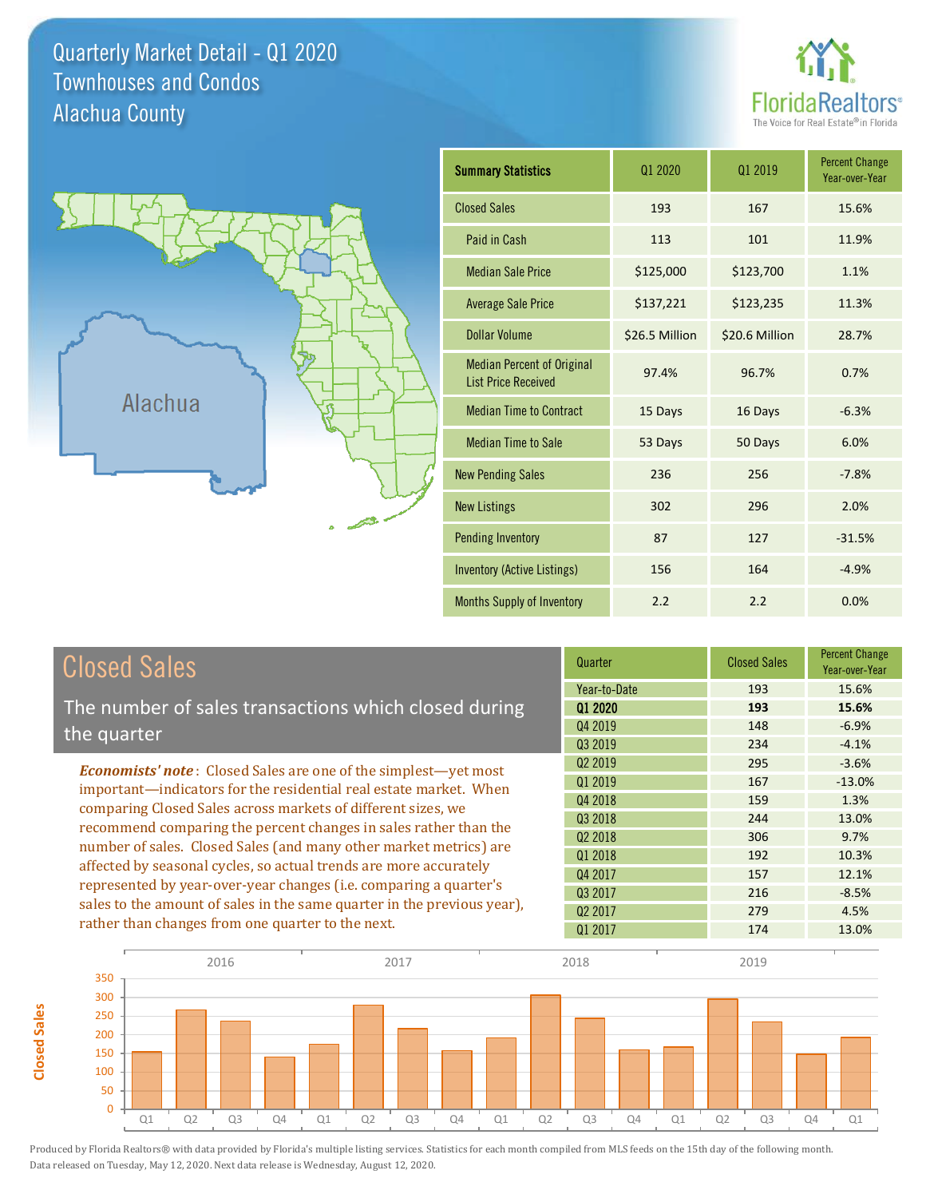# Quarterly Market Detail - Q1 2020
## Townhouses and Condos
## Alachua County

Alachua

| Summary Statistics | Q1 2020 | Q1 2019 | Percent Change Year-over-Year |
|---|---|---|---|
| Closed Sales | 193 | 167 | 15.6% |
| Paid in Cash | 113 | 101 | 11.9% |
| Median Sale Price | $125,000 | $123,700 | 1.1% |
| Average Sale Price | $137,221 | $123,235 | 11.3% |
| Dollar Volume | $26.5 Million | $20.6 Million | 28.7% |
| Median Percent of Original List Price Received | 97.4% | 96.7% | 0.7% |
| Median Time to Contract | 15 Days | 16 Days | -6.3% |
| Median Time to Sale | 53 Days | 50 Days | 6.0% |
| New Pending Sales | 236 | 256 | -7.8% |
| New Listings | 302 | 296 | 2.0% |
| Pending Inventory | 87 | 127 | -31.5% |
| Inventory (Active Listings) | 156 | 164 | -4.9% |
| Months Supply of Inventory | 2.2 | 2.2 | 0.0% |

## Closed Sales

The number of sales transactions which closed during the quarter

***Economists' note***: Closed Sales are one of the simplest—yet most important—indicators for the residential real estate market. When comparing Closed Sales across markets of different sizes, we recommend comparing the percent changes in sales rather than the number of sales. Closed Sales (and many other market metrics) are affected by seasonal cycles, so actual trends are more accurately represented by year-over-year changes (i.e. comparing a quarter's sales to the amount of sales in the same quarter in the previous year), rather than changes from one quarter to the next.

| Quarter | Closed Sales | Percent Change Year-over-Year |
|---|---|---|
| Year-to-Date | 193 | 15.6% |
| **Q1 2020** | **193** | **15.6%** |
| Q4 2019 | 148 | -6.9% |
| Q3 2019 | 234 | -4.1% |
| Q2 2019 | 295 | -3.6% |
| Q1 2019 | 167 | -13.0% |
| Q4 2018 | 159 | 1.3% |
| Q3 2018 | 244 | 13.0% |
| Q2 2018 | 306 | 9.7% |
| Q1 2018 | 192 | 10.3% |
| Q4 2017 | 157 | 12.1% |
| Q3 2017 | 216 | -8.5% |
| Q2 2017 | 279 | 4.5% |
| Q1 2017 | 174 | 13.0% |

Produced by Florida Realtors® with data provided by Florida's multiple listing services. Statistics for each month compiled from MLS feeds on the 15th day of the following month. Data released on Tuesday, May 12, 2020. Next data release is Wednesday, August 12, 2020.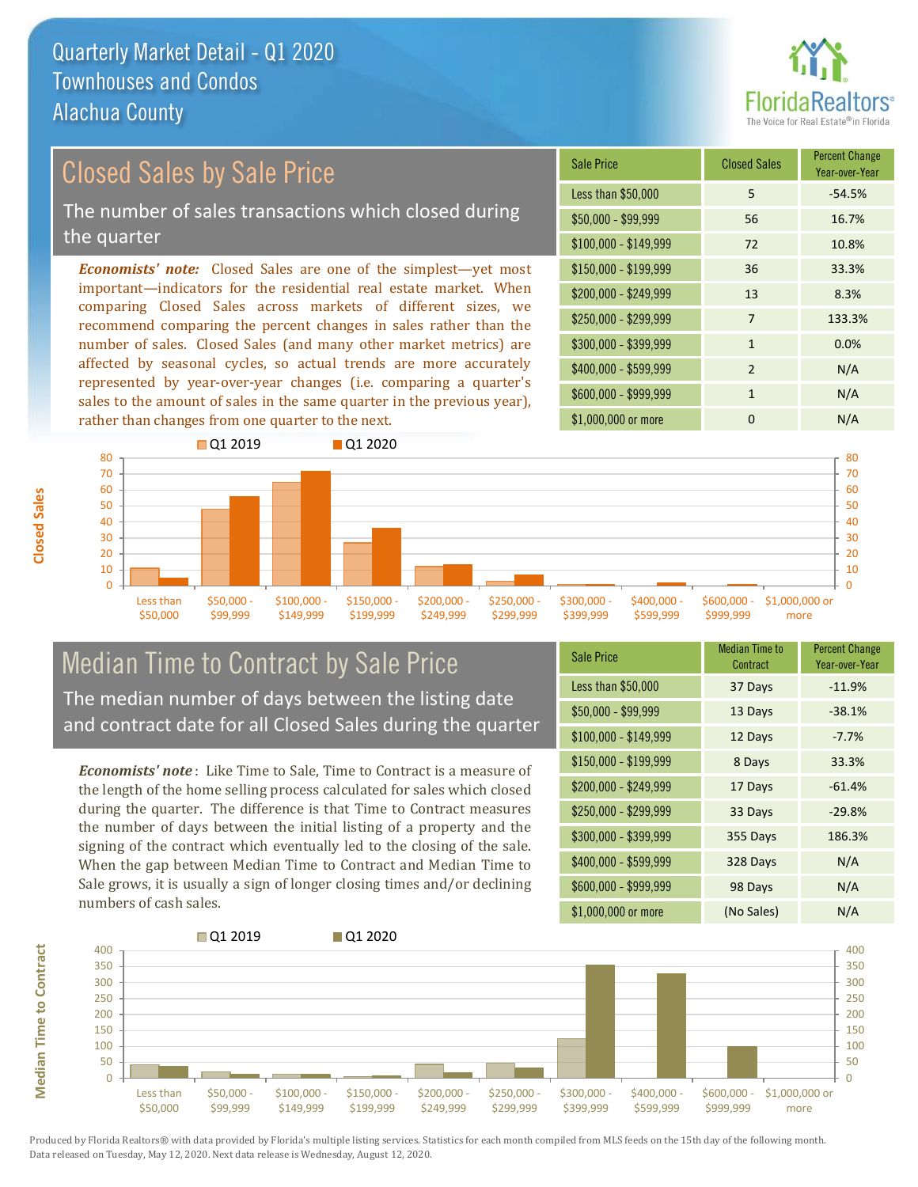# Quarterly Market Detail - Q1 2020
## Townhouses and Condos
## Alachua County

## Closed Sales by Sale Price

The number of sales transactions which closed during the quarter

*Economists' note:* Closed Sales are one of the simplest—yet most important—indicators for the residential real estate market. When comparing Closed Sales across markets of different sizes, we recommend comparing the percent changes in sales rather than the number of sales. Closed Sales (and many other market metrics) are affected by seasonal cycles, so actual trends are more accurately represented by year-over-year changes (i.e. comparing a quarter's sales to the amount of sales in the same quarter in the previous year), rather than changes from one quarter to the next.

| Sale Price | Closed Sales | Percent Change Year-over-Year |
|---|---|---|
| Less than $50,000 | 5 | -54.5% |
| $50,000 - $99,999 | 56 | 16.7% |
| $100,000 - $149,999 | 72 | 10.8% |
| $150,000 - $199,999 | 36 | 33.3% |
| $200,000 - $249,999 | 13 | 8.3% |
| $250,000 - $299,999 | 7 | 133.3% |
| $300,000 - $399,999 | 1 | 0.0% |
| $400,000 - $599,999 | 2 | N/A |
| $600,000 - $999,999 | 1 | N/A |
| $1,000,000 or more | 0 | N/A |

## Median Time to Contract by Sale Price

The median number of days between the listing date and contract date for all Closed Sales during the quarter

*Economists' note*: Like Time to Sale, Time to Contract is a measure of the length of the home selling process calculated for sales which closed during the quarter. The difference is that Time to Contract measures the number of days between the initial listing of a property and the signing of the contract which eventually led to the closing of the sale. When the gap between Median Time to Contract and Median Time to Sale grows, it is usually a sign of longer closing times and/or declining numbers of cash sales.

| Sale Price | Median Time to Contract | Percent Change Year-over-Year |
|---|---|---|
| Less than $50,000 | 37 Days | -11.9% |
| $50,000 - $99,999 | 13 Days | -38.1% |
| $100,000 - $149,999 | 12 Days | -7.7% |
| $150,000 - $199,999 | 8 Days | 33.3% |
| $200,000 - $249,999 | 17 Days | -61.4% |
| $250,000 - $299,999 | 33 Days | -29.8% |
| $300,000 - $399,999 | 355 Days | 186.3% |
| $400,000 - $599,999 | 328 Days | N/A |
| $600,000 - $999,999 | 98 Days | N/A |
| $1,000,000 or more | (No Sales) | N/A |

Produced by Florida Realtors® with data provided by Florida's multiple listing services. Statistics for each month compiled from MLS feeds on the 15th day of the following month. Data released on Tuesday, May 12, 2020. Next data release is Wednesday, August 12, 2020.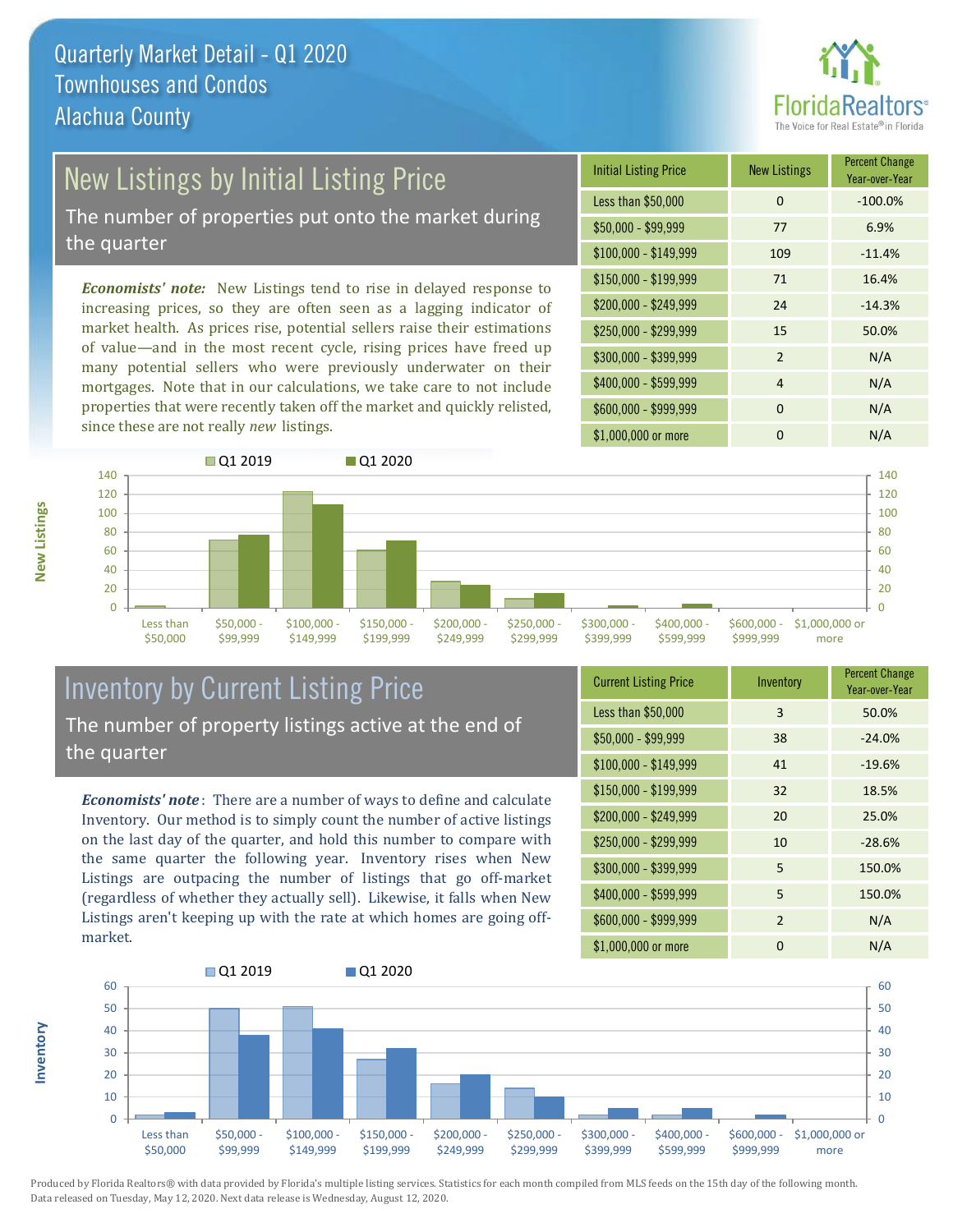# Quarterly Market Detail - Q1 2020
## Townhouses and Condos
## Alachua County

## New Listings by Initial Listing Price

The number of properties put onto the market during the quarter

*Economists' note:* New Listings tend to rise in delayed response to increasing prices, so they are often seen as a lagging indicator of market health. As prices rise, potential sellers raise their estimations of value—and in the most recent cycle, rising prices have freed up many potential sellers who were previously underwater on their mortgages. Note that in our calculations, we take care to not include properties that were recently taken off the market and quickly relisted, since these are not really *new* listings.

| Initial Listing Price | New Listings | Percent Change Year-over-Year |
|---|---|---|
| Less than $50,000 | 0 | -100.0% |
| $50,000 - $99,999 | 77 | 6.9% |
| $100,000 - $149,999 | 109 | -11.4% |
| $150,000 - $199,999 | 71 | 16.4% |
| $200,000 - $249,999 | 24 | -14.3% |
| $250,000 - $299,999 | 15 | 50.0% |
| $300,000 - $399,999 | 2 | N/A |
| $400,000 - $599,999 | 4 | N/A |
| $600,000 - $999,999 | 0 | N/A |
| $1,000,000 or more | 0 | N/A |

## Inventory by Current Listing Price

The number of property listings active at the end of the quarter

*Economists' note*: There are a number of ways to define and calculate Inventory. Our method is to simply count the number of active listings on the last day of the quarter, and hold this number to compare with the same quarter the following year. Inventory rises when New Listings are outpacing the number of listings that go off-market (regardless of whether they actually sell). Likewise, it falls when New Listings aren't keeping up with the rate at which homes are going off-market.

| Current Listing Price | Inventory | Percent Change Year-over-Year |
|---|---|---|
| Less than $50,000 | 3 | 50.0% |
| $50,000 - $99,999 | 38 | -24.0% |
| $100,000 - $149,999 | 41 | -19.6% |
| $150,000 - $199,999 | 32 | 18.5% |
| $200,000 - $249,999 | 20 | 25.0% |
| $250,000 - $299,999 | 10 | -28.6% |
| $300,000 - $399,999 | 5 | 150.0% |
| $400,000 - $599,999 | 5 | 150.0% |
| $600,000 - $999,999 | 2 | N/A |
| $1,000,000 or more | 0 | N/A |

Produced by Florida Realtors® with data provided by Florida's multiple listing services. Statistics for each month compiled from MLS feeds on the 15th day of the following month. Data released on Tuesday, May 12, 2020. Next data release is Wednesday, August 12, 2020.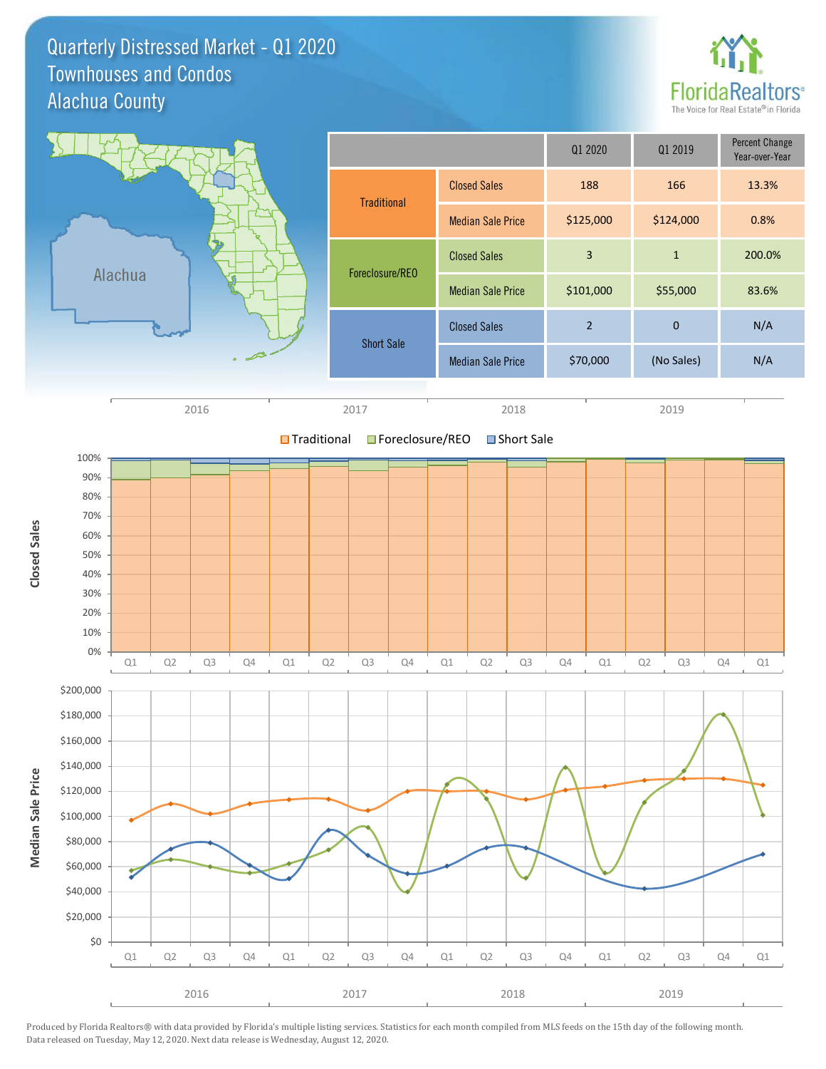# Quarterly Distressed Market - Q1 2020
## Townhouses and Condos
## Alachua County

Alachua

| | | Q1 2020 | Q1 2019 | Percent Change Year-over-Year |
|---|---|---|---|---|
| Traditional | Closed Sales | 188 | 166 | 13.3% |
| | Median Sale Price | $125,000 | $124,000 | 0.8% |
| Foreclosure/REO | Closed Sales | 3 | 1 | 200.0% |
| | Median Sale Price | $101,000 | $55,000 | 83.6% |
| Short Sale | Closed Sales | 2 | 0 | N/A |
| | Median Sale Price | $70,000 | (No Sales) | N/A |

Produced by Florida Realtors® with data provided by Florida's multiple listing services. Statistics for each month compiled from MLS feeds on the 15th day of the following month. Data released on Tuesday, May 12, 2020. Next data release is Wednesday, August 12, 2020.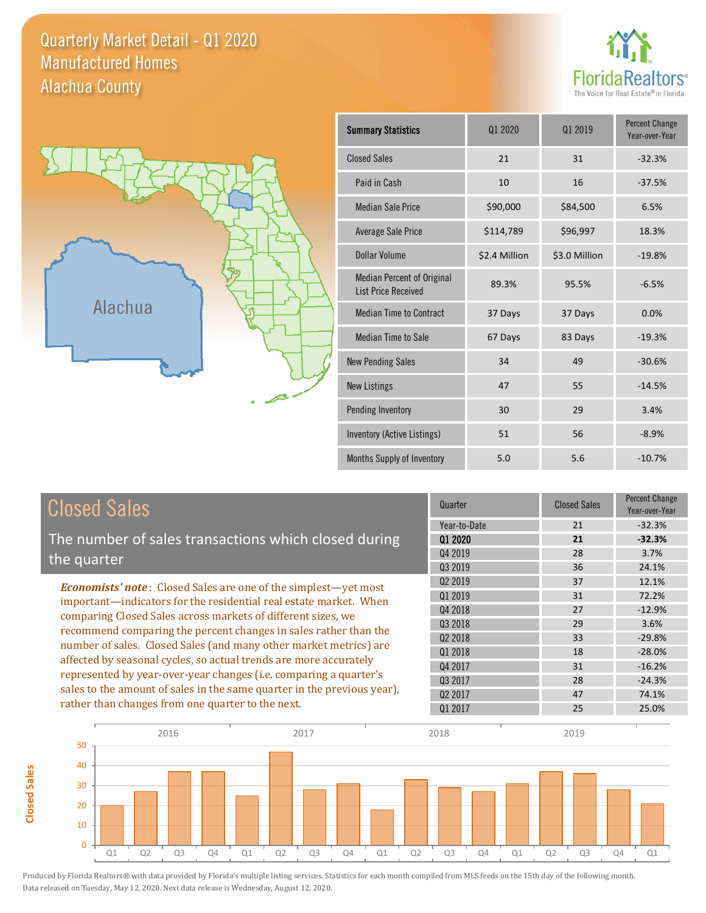# Quarterly Market Detail - Q1 2020
## Manufactured Homes
## Alachua County

Alachua

| Summary Statistics | Q1 2020 | Q1 2019 | Percent Change Year-over-Year |
|---|---|---|---|
| Closed Sales | 21 | 31 | -32.3% |
| Paid in Cash | 10 | 16 | -37.5% |
| Median Sale Price | $90,000 | $84,500 | 6.5% |
| Average Sale Price | $114,789 | $96,997 | 18.3% |
| Dollar Volume | $2.4 Million | $3.0 Million | -19.8% |
| Median Percent of Original List Price Received | 89.3% | 95.5% | -6.5% |
| Median Time to Contract | 37 Days | 37 Days | 0.0% |
| Median Time to Sale | 67 Days | 83 Days | -19.3% |
| New Pending Sales | 34 | 49 | -30.6% |
| New Listings | 47 | 55 | -14.5% |
| Pending Inventory | 30 | 29 | 3.4% |
| Inventory (Active Listings) | 51 | 56 | -8.9% |
| Months Supply of Inventory | 5.0 | 5.6 | -10.7% |

## Closed Sales

The number of sales transactions which closed during the quarter

***Economists' note***: Closed Sales are one of the simplest—yet most important—indicators for the residential real estate market. When comparing Closed Sales across markets of different sizes, we recommend comparing the percent changes in sales rather than the number of sales. Closed Sales (and many other market metrics) are affected by seasonal cycles, so actual trends are more accurately represented by year-over-year changes (i.e. comparing a quarter's sales to the amount of sales in the same quarter in the previous year), rather than changes from one quarter to the next.

| Quarter | Closed Sales | Percent Change Year-over-Year |
|---|---|---|
| Year-to-Date | 21 | -32.3% |
| **Q1 2020** | **21** | **-32.3%** |
| Q4 2019 | 28 | 3.7% |
| Q3 2019 | 36 | 24.1% |
| Q2 2019 | 37 | 12.1% |
| Q1 2019 | 31 | 72.2% |
| Q4 2018 | 27 | -12.9% |
| Q3 2018 | 29 | 3.6% |
| Q2 2018 | 33 | -29.8% |
| Q1 2018 | 18 | -28.0% |
| Q4 2017 | 31 | -16.2% |
| Q3 2017 | 28 | -24.3% |
| Q2 2017 | 47 | 74.1% |
| Q1 2017 | 25 | 25.0% |

Produced by Florida Realtors® with data provided by Florida's multiple listing services. Statistics for each month compiled from MLS feeds on the 15th day of the following month. Data released on Tuesday, May 12, 2020. Next data release is Wednesday, August 12, 2020.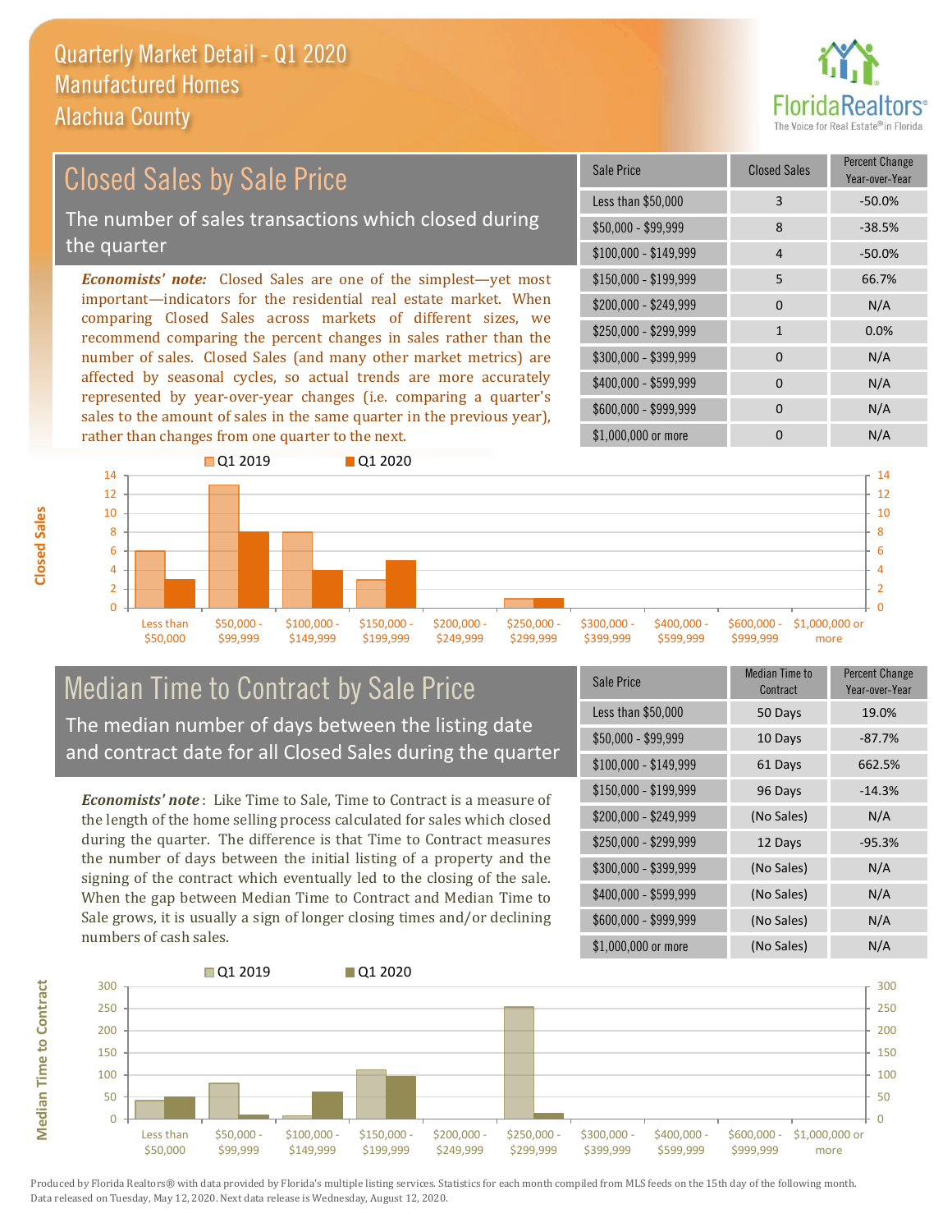# Quarterly Market Detail - Q1 2020
## Manufactured Homes
## Alachua County

## Closed Sales by Sale Price

The number of sales transactions which closed during the quarter

*Economists' note:* Closed Sales are one of the simplest—yet most important—indicators for the residential real estate market. When comparing Closed Sales across markets of different sizes, we recommend comparing the percent changes in sales rather than the number of sales. Closed Sales (and many other market metrics) are affected by seasonal cycles, so actual trends are more accurately represented by year-over-year changes (i.e. comparing a quarter's sales to the amount of sales in the same quarter in the previous year), rather than changes from one quarter to the next.

| Sale Price | Closed Sales | Percent Change Year-over-Year |
|---|---|---|
| Less than $50,000 | 3 | -50.0% |
| $50,000 - $99,999 | 8 | -38.5% |
| $100,000 - $149,999 | 4 | -50.0% |
| $150,000 - $199,999 | 5 | 66.7% |
| $200,000 - $249,999 | 0 | N/A |
| $250,000 - $299,999 | 1 | 0.0% |
| $300,000 - $399,999 | 0 | N/A |
| $400,000 - $599,999 | 0 | N/A |
| $600,000 - $999,999 | 0 | N/A |
| $1,000,000 or more | 0 | N/A |

## Median Time to Contract by Sale Price

The median number of days between the listing date and contract date for all Closed Sales during the quarter

*Economists' note*: Like Time to Sale, Time to Contract is a measure of the length of the home selling process calculated for sales which closed during the quarter. The difference is that Time to Contract measures the number of days between the initial listing of a property and the signing of the contract which eventually led to the closing of the sale. When the gap between Median Time to Contract and Median Time to Sale grows, it is usually a sign of longer closing times and/or declining numbers of cash sales.

| Sale Price | Median Time to Contract | Percent Change Year-over-Year |
|---|---|---|
| Less than $50,000 | 50 Days | 19.0% |
| $50,000 - $99,999 | 10 Days | -87.7% |
| $100,000 - $149,999 | 61 Days | 662.5% |
| $150,000 - $199,999 | 96 Days | -14.3% |
| $200,000 - $249,999 | (No Sales) | N/A |
| $250,000 - $299,999 | 12 Days | -95.3% |
| $300,000 - $399,999 | (No Sales) | N/A |
| $400,000 - $599,999 | (No Sales) | N/A |
| $600,000 - $999,999 | (No Sales) | N/A |
| $1,000,000 or more | (No Sales) | N/A |

Produced by Florida Realtors® with data provided by Florida's multiple listing services. Statistics for each month compiled from MLS feeds on the 15th day of the following month. Data released on Tuesday, May 12, 2020. Next data release is Wednesday, August 12, 2020.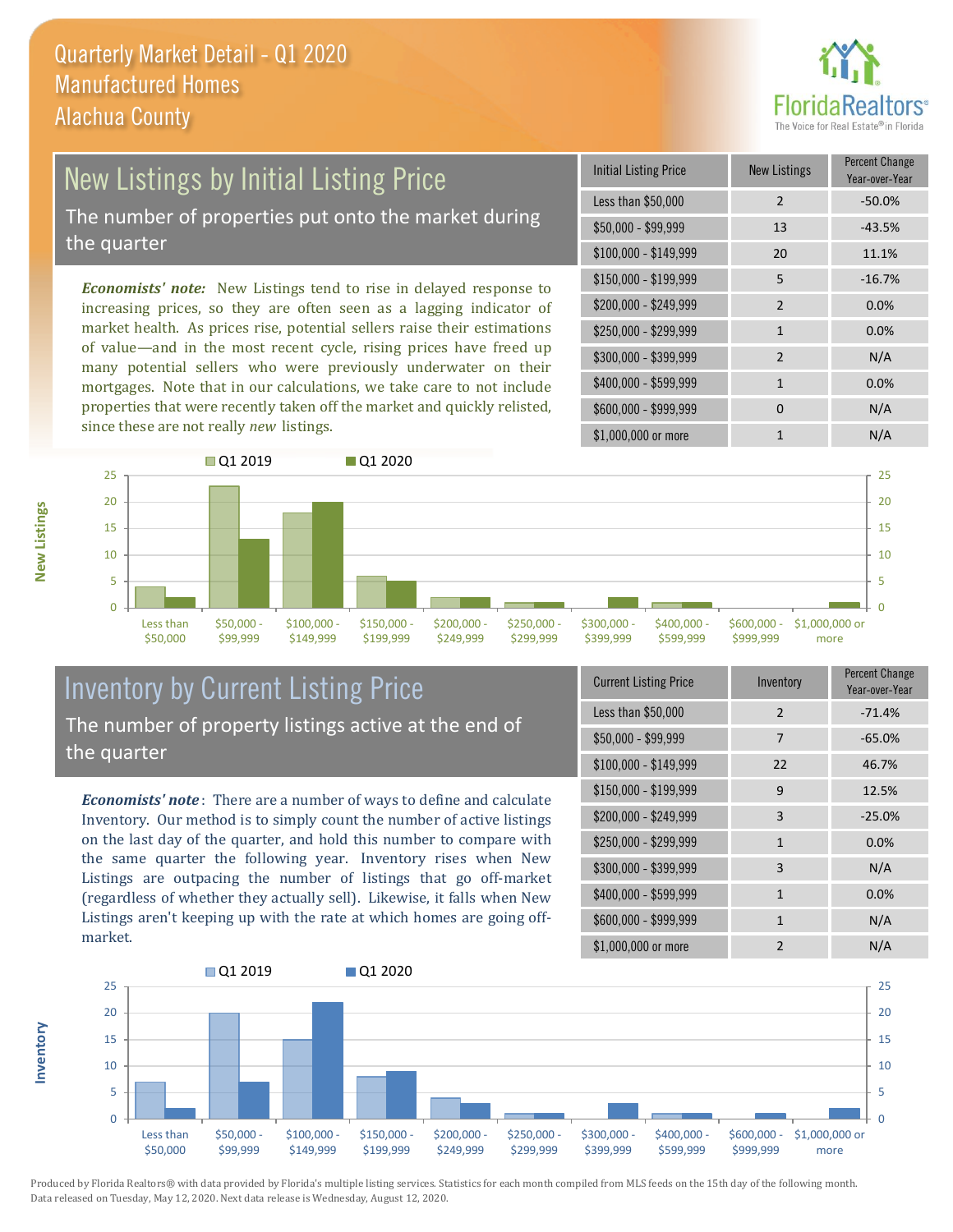# Quarterly Market Detail - Q1 2020
## Manufactured Homes
## Alachua County

## New Listings by Initial Listing Price

The number of properties put onto the market during the quarter

*Economists' note:* New Listings tend to rise in delayed response to increasing prices, so they are often seen as a lagging indicator of market health. As prices rise, potential sellers raise their estimations of value—and in the most recent cycle, rising prices have freed up many potential sellers who were previously underwater on their mortgages. Note that in our calculations, we take care to not include properties that were recently taken off the market and quickly relisted, since these are not really *new* listings.

| Initial Listing Price | New Listings | Percent Change Year-over-Year |
|---|---|---|
| Less than $50,000 | 2 | -50.0% |
| $50,000 - $99,999 | 13 | -43.5% |
| $100,000 - $149,999 | 20 | 11.1% |
| $150,000 - $199,999 | 5 | -16.7% |
| $200,000 - $249,999 | 2 | 0.0% |
| $250,000 - $299,999 | 1 | 0.0% |
| $300,000 - $399,999 | 2 | N/A |
| $400,000 - $599,999 | 1 | 0.0% |
| $600,000 - $999,999 | 0 | N/A |
| $1,000,000 or more | 1 | N/A |

## Inventory by Current Listing Price

The number of property listings active at the end of the quarter

*Economists' note*: There are a number of ways to define and calculate Inventory. Our method is to simply count the number of active listings on the last day of the quarter, and hold this number to compare with the same quarter the following year. Inventory rises when New Listings are outpacing the number of listings that go off-market (regardless of whether they actually sell). Likewise, it falls when New Listings aren't keeping up with the rate at which homes are going off-market.

| Current Listing Price | Inventory | Percent Change Year-over-Year |
|---|---|---|
| Less than $50,000 | 2 | -71.4% |
| $50,000 - $99,999 | 7 | -65.0% |
| $100,000 - $149,999 | 22 | 46.7% |
| $150,000 - $199,999 | 9 | 12.5% |
| $200,000 - $249,999 | 3 | -25.0% |
| $250,000 - $299,999 | 1 | 0.0% |
| $300,000 - $399,999 | 3 | N/A |
| $400,000 - $599,999 | 1 | 0.0% |
| $600,000 - $999,999 | 1 | N/A |
| $1,000,000 or more | 2 | N/A |

Produced by Florida Realtors® with data provided by Florida's multiple listing services. Statistics for each month compiled from MLS feeds on the 15th day of the following month. Data released on Tuesday, May 12, 2020. Next data release is Wednesday, August 12, 2020.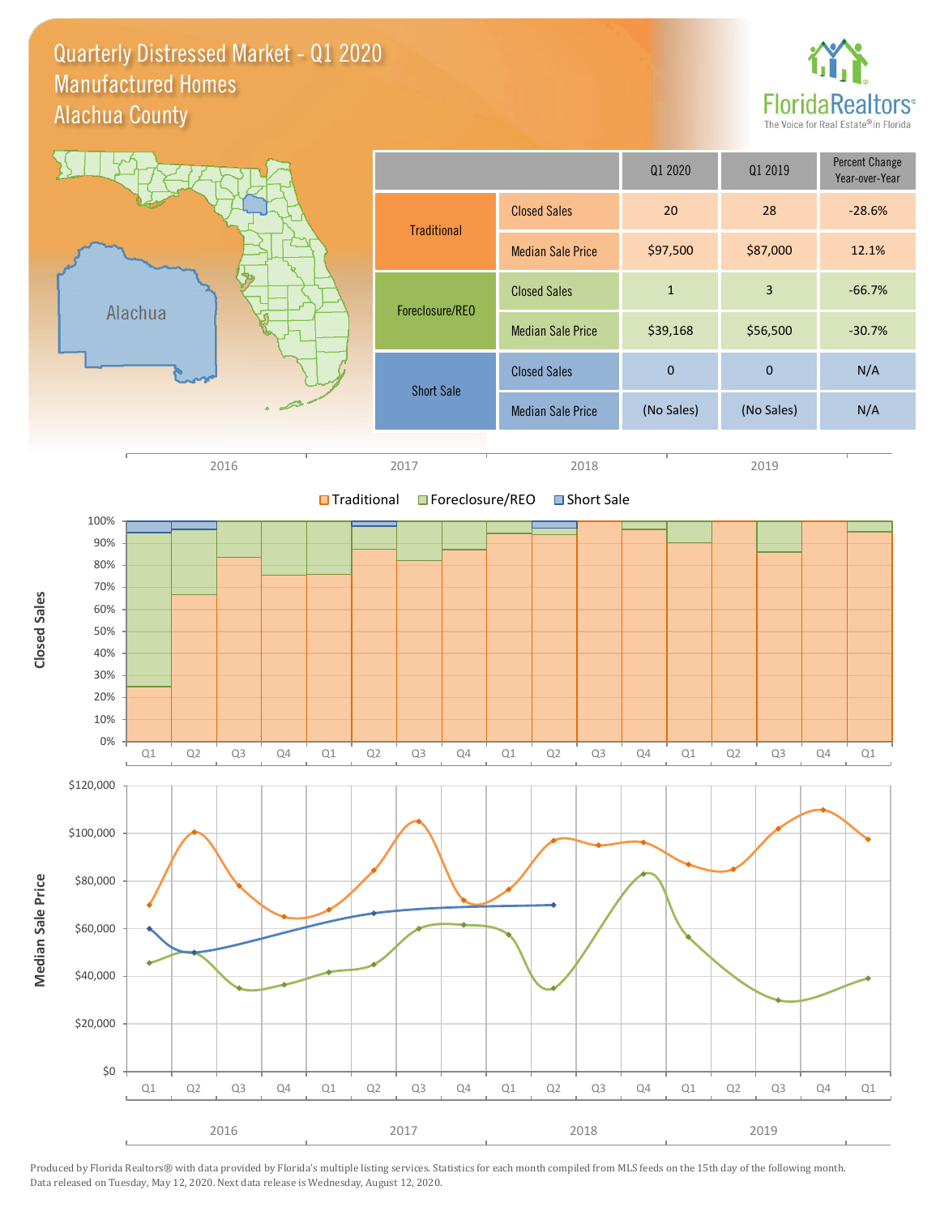# Quarterly Distressed Market - Q1 2020
## Manufactured Homes
## Alachua County

FloridaRealtors®
The Voice for Real Estate® in Florida

Alachua

| | | Q1 2020 | Q1 2019 | Percent Change Year-over-Year |
|---|---|---|---|---|
| Traditional | Closed Sales | 20 | 28 | -28.6% |
| | Median Sale Price | $97,500 | $87,000 | 12.1% |
| Foreclosure/REO | Closed Sales | 1 | 3 | -66.7% |
| | Median Sale Price | $39,168 | $56,500 | -30.7% |
| Short Sale | Closed Sales | 0 | 0 | N/A |
| | Median Sale Price | (No Sales) | (No Sales) | N/A |

2016 2017 2018 2019

Traditional Foreclosure/REO Short Sale

Closed Sales

100% 90% 80% 70% 60% 50% 40% 30% 20% 10% 0%

Q1 Q2 Q3 Q4 Q1 Q2 Q3 Q4 Q1 Q2 Q3 Q4 Q1 Q2 Q3 Q4 Q1

Median Sale Price

$120,000 $100,000 $80,000 $60,000 $40,000 $20,000 $0

Q1 Q2 Q3 Q4 Q1 Q2 Q3 Q4 Q1 Q2 Q3 Q4 Q1 Q2 Q3 Q4 Q1

2016 2017 2018 2019

Produced by Florida Realtors® with data provided by Florida's multiple listing services. Statistics for each month compiled from MLS feeds on the 15th day of the following month. Data released on Tuesday, May 12, 2020. Next data release is Wednesday, August 12, 2020.